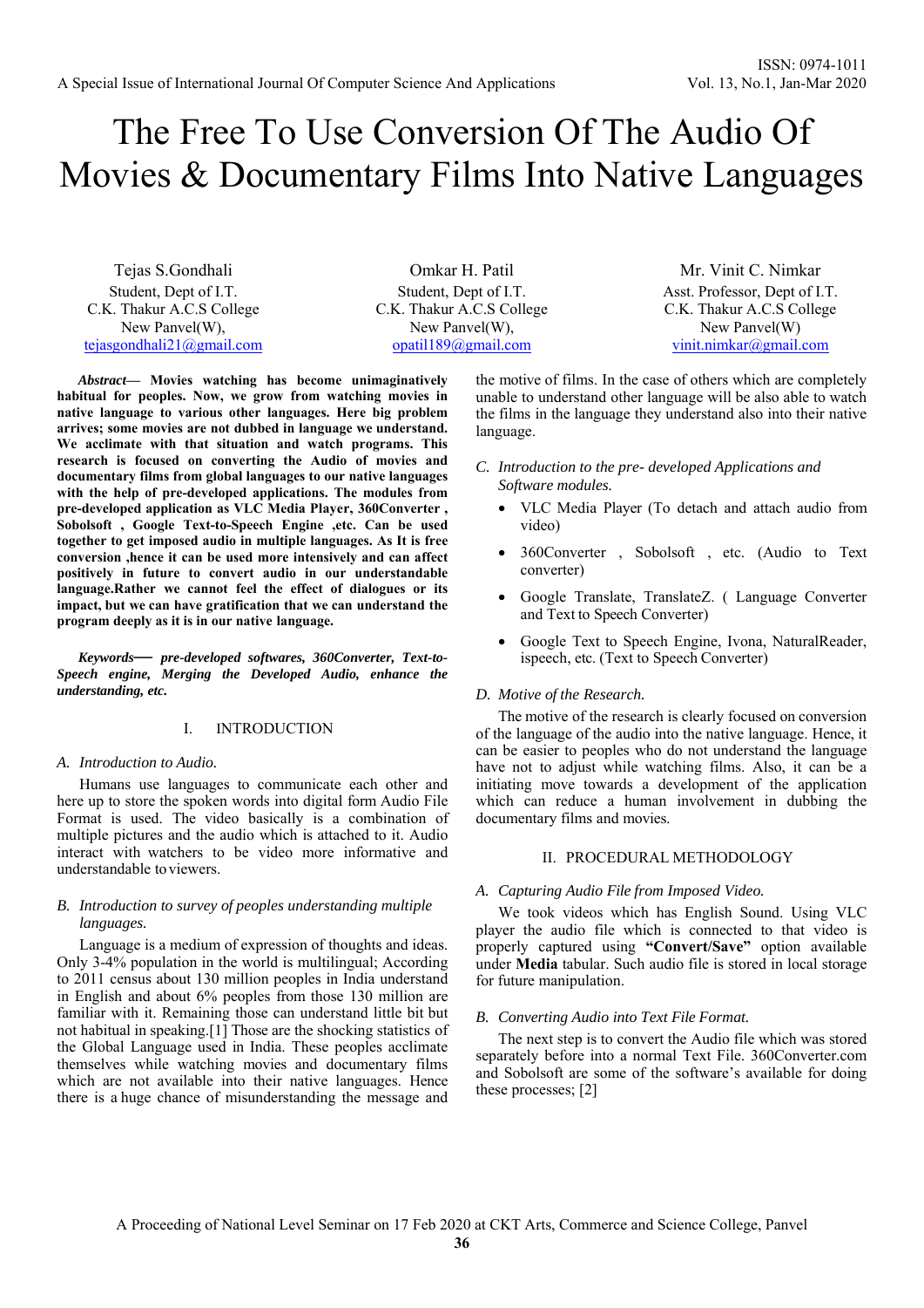# The Free To Use Conversion Of The Audio Of Movies & Documentary Films Into Native Languages

Tejas S.Gondhali
Student, Dept of I.T.
C.K. Thakur A.C.S College
New Panvel(W),
tejasgondhali21@gmail.com

Omkar H. Patil
Student, Dept of I.T.
C.K. Thakur A.C.S College
New Panvel(W),
opatil189@gmail.com

Mr. Vinit C. Nimkar
Asst. Professor, Dept of I.T.
C.K. Thakur A.C.S College
New Panvel(W)
vinit.nimkar@gmail.com

***Abstract*— Movies watching has become unimaginatively habitual for peoples. Now, we grow from watching movies in native language to various other languages. Here big problem arrives; some movies are not dubbed in language we understand. We acclimate with that situation and watch programs. This research is focused on converting the Audio of movies and documentary films from global languages to our native languages with the help of pre-developed applications. The modules from pre-developed application as VLC Media Player, 360Converter , Sobolsoft , Google Text-to-Speech Engine ,etc. Can be used together to get imposed audio in multiple languages. As It is free conversion ,hence it can be used more intensively and can affect positively in future to convert audio in our understandable language.Rather we cannot feel the effect of dialogues or its impact, but we can have gratification that we can understand the program deeply as it is in our native language.**

***Keywords*— *pre-developed softwares, 360Converter, Text-to-Speech engine, Merging the Developed Audio, enhance the understanding, etc.***

## I. INTRODUCTION

### *A. Introduction to Audio.*

Humans use languages to communicate each other and here up to store the spoken words into digital form Audio File Format is used. The video basically is a combination of multiple pictures and the audio which is attached to it. Audio interact with watchers to be video more informative and understandable to viewers.

### *B. Introduction to survey of peoples understanding multiple languages.*

Language is a medium of expression of thoughts and ideas. Only 3-4% population in the world is multilingual; According to 2011 census about 130 million peoples in India understand in English and about 6% peoples from those 130 million are familiar with it. Remaining those can understand little bit but not habitual in speaking.[1] Those are the shocking statistics of the Global Language used in India. These peoples acclimate themselves while watching movies and documentary films which are not available into their native languages. Hence there is a huge chance of misunderstanding the message and the motive of films. In the case of others which are completely unable to understand other language will be also able to watch the films in the language they understand also into their native language.

### *C. Introduction to the pre- developed Applications and Software modules.*

- VLC Media Player (To detach and attach audio from video)
- 360Converter , Sobolsoft , etc. (Audio to Text converter)
- Google Translate, TranslateZ. ( Language Converter and Text to Speech Converter)
- Google Text to Speech Engine, Ivona, NaturalReader, ispeech, etc. (Text to Speech Converter)

### *D. Motive of the Research.*

The motive of the research is clearly focused on conversion of the language of the audio into the native language. Hence, it can be easier to peoples who do not understand the language have not to adjust while watching films. Also, it can be a initiating move towards a development of the application which can reduce a human involvement in dubbing the documentary films and movies.

## II. PROCEDURAL METHODOLOGY

### *A. Capturing Audio File from Imposed Video.*

We took videos which has English Sound. Using VLC player the audio file which is connected to that video is properly captured using **"Convert/Save"** option available under **Media** tabular. Such audio file is stored in local storage for future manipulation.

### *B. Converting Audio into Text File Format.*

The next step is to convert the Audio file which was stored separately before into a normal Text File. 360Converter.com and Sobolsoft are some of the software's available for doing these processes; [2]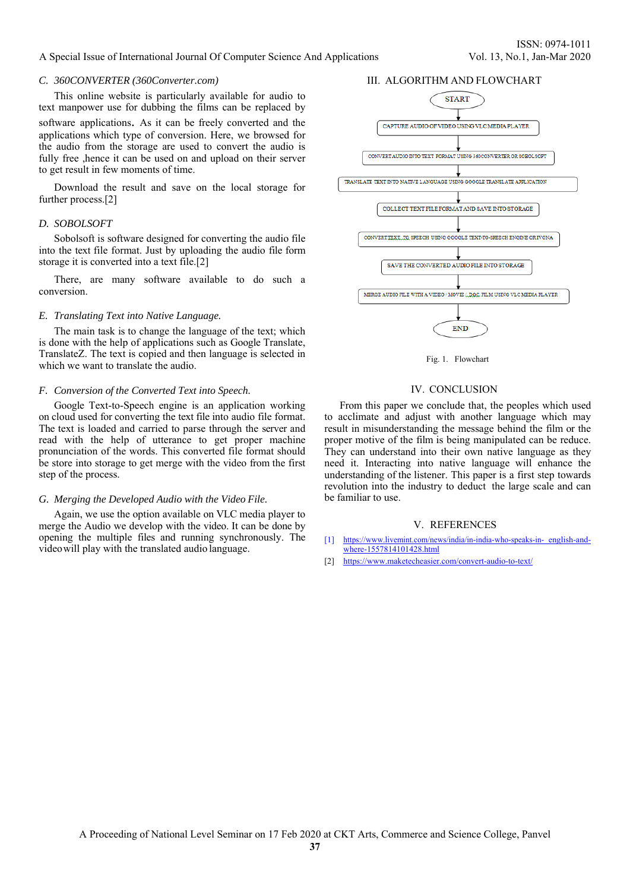### C. 360CONVERTER (360Converter.com)

This online website is particularly available for audio to text manpower use for dubbing the films can be replaced by software applications. As it can be freely converted and the applications which type of conversion. Here, we browsed for the audio from the storage are used to convert the audio is fully free ,hence it can be used on and upload on their server to get result in few moments of time.

Download the result and save on the local storage for further process.[2]

### D. SOBOLSOFT

Sobolsoft is software designed for converting the audio file into the text file format. Just by uploading the audio file form storage it is converted into a text file.[2]

There, are many software available to do such a conversion.

### E. Translating Text into Native Language.

The main task is to change the language of the text; which is done with the help of applications such as Google Translate, TranslateZ. The text is copied and then language is selected in which we want to translate the audio.

### F. Conversion of the Converted Text into Speech.

Google Text-to-Speech engine is an application working on cloud used for converting the text file into audio file format. The text is loaded and carried to parse through the server and read with the help of utterance to get proper machine pronunciation of the words. This converted file format should be store into storage to get merge with the video from the first step of the process.

### G. Merging the Developed Audio with the Video File.

Again, we use the option available on VLC media player to merge the Audio we develop with the video. It can be done by opening the multiple files and running synchronously. The video will play with the translated audio language.

## III. ALGORITHM AND FLOWCHART

START

CAPTURE AUDIO OF VIDEO USING VLC MEDIA PLAYER

CONVERT AUDIO INTO TEXT FORMAT USING 360CONVERTER OR SOBOLSOFT

TRANSLATE TEXT INTO NATIVE LANGUAGE USING GOOGLE TRANSLATE APPLICATION

COLLECT TEXT FILE FORMAT AND SAVE INTO STORAGE

CONVERT TEXT TO SPEECH USING GOOGLE TEXT-TO-SPEECH ENGINE OR IVONA

SAVE THE CONVERTED AUDIO FILE INTO STORAGE

MERGE AUDIO FILE WITH A VIDEO / MOVIE / DOC FILM USING VLC MEDIA PLAYER

END

Fig. 1. Flowchart

## IV. CONCLUSION

From this paper we conclude that, the peoples which used to acclimate and adjust with another language which may result in misunderstanding the message behind the film or the proper motive of the film is being manipulated can be reduce. They can understand into their own native language as they need it. Interacting into native language will enhance the understanding of the listener. This paper is a first step towards revolution into the industry to deduct the large scale and can be familiar to use.

## V. REFERENCES

[1] https://www.livemint.com/news/india/in-india-who-speaks-in- english-and-where-1557814101428.html

[2] https://www.maketecheasier.com/convert-audio-to-text/